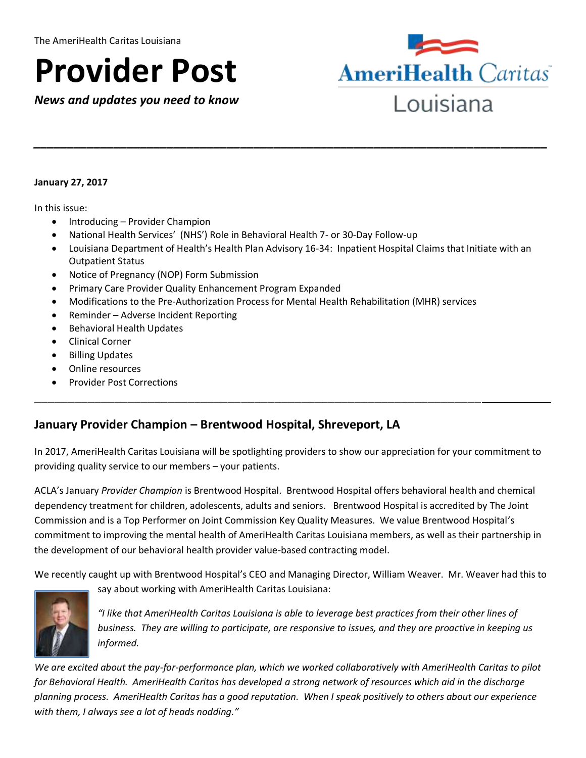The AmeriHealth Caritas Louisiana

# Provider Post

***News and updates you need to know***

**January 27, 2017**

In this issue:

- Introducing – Provider Champion
- National Health Services' (NHS') Role in Behavioral Health 7- or 30-Day Follow-up
- Louisiana Department of Health's Health Plan Advisory 16-34: Inpatient Hospital Claims that Initiate with an Outpatient Status
- Notice of Pregnancy (NOP) Form Submission
- Primary Care Provider Quality Enhancement Program Expanded
- Modifications to the Pre-Authorization Process for Mental Health Rehabilitation (MHR) services
- Reminder – Adverse Incident Reporting
- Behavioral Health Updates
- Clinical Corner
- Billing Updates
- Online resources
- Provider Post Corrections

## January Provider Champion – Brentwood Hospital, Shreveport, LA

In 2017, AmeriHealth Caritas Louisiana will be spotlighting providers to show our appreciation for your commitment to providing quality service to our members – your patients.

ACLA's January *Provider Champion* is Brentwood Hospital. Brentwood Hospital offers behavioral health and chemical dependency treatment for children, adolescents, adults and seniors. Brentwood Hospital is accredited by The Joint Commission and is a Top Performer on Joint Commission Key Quality Measures. We value Brentwood Hospital's commitment to improving the mental health of AmeriHealth Caritas Louisiana members, as well as their partnership in the development of our behavioral health provider value-based contracting model.

We recently caught up with Brentwood Hospital's CEO and Managing Director, William Weaver. Mr. Weaver had this to say about working with AmeriHealth Caritas Louisiana:

*"I like that AmeriHealth Caritas Louisiana is able to leverage best practices from their other lines of business. They are willing to participate, are responsive to issues, and they are proactive in keeping us informed.*

*We are excited about the pay-for-performance plan, which we worked collaboratively with AmeriHealth Caritas to pilot for Behavioral Health. AmeriHealth Caritas has developed a strong network of resources which aid in the discharge planning process. AmeriHealth Caritas has a good reputation. When I speak positively to others about our experience with them, I always see a lot of heads nodding."*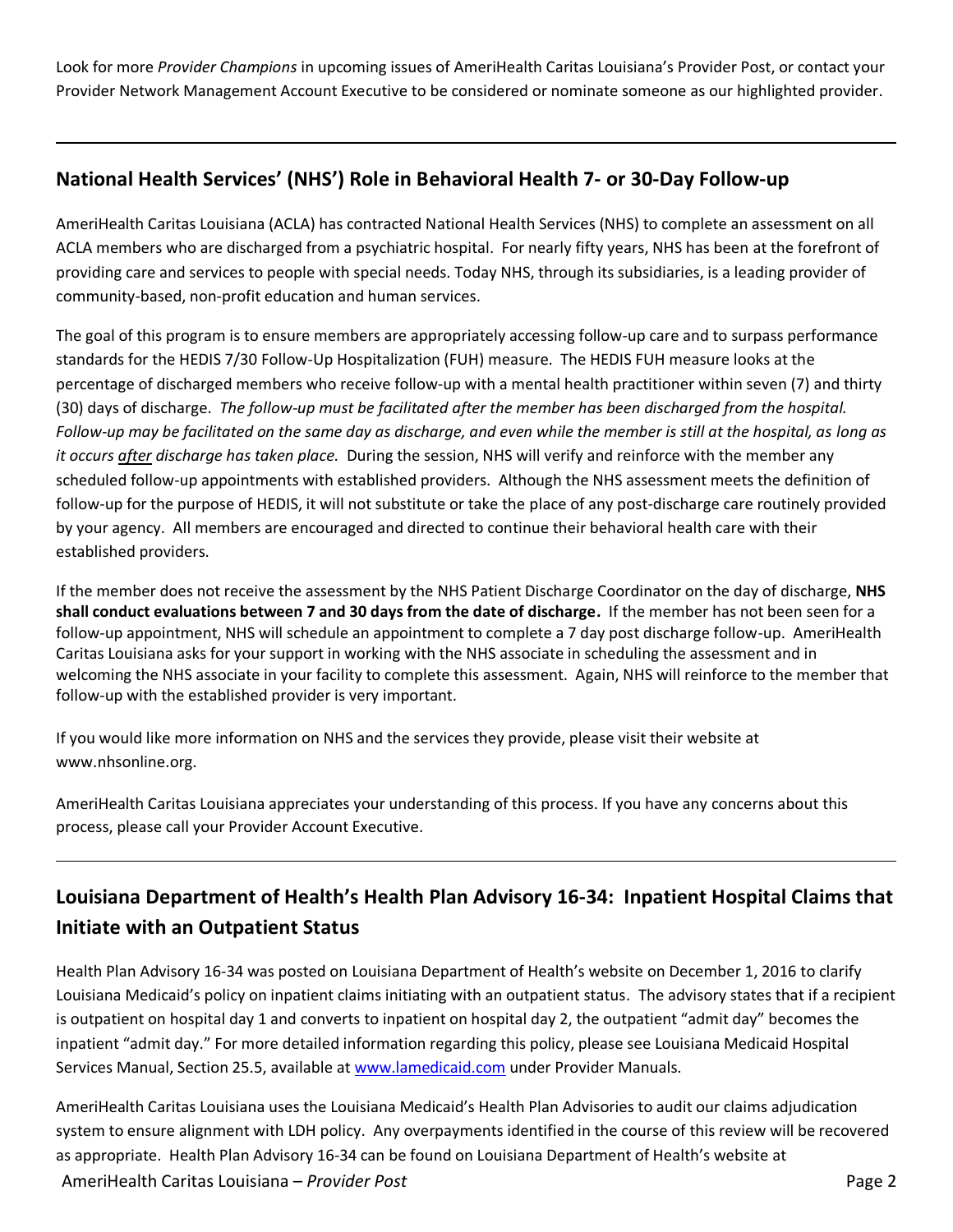Look for more *Provider Champions* in upcoming issues of AmeriHealth Caritas Louisiana's Provider Post, or contact your Provider Network Management Account Executive to be considered or nominate someone as our highlighted provider.

---

## National Health Services' (NHS') Role in Behavioral Health 7- or 30-Day Follow-up

AmeriHealth Caritas Louisiana (ACLA) has contracted National Health Services (NHS) to complete an assessment on all ACLA members who are discharged from a psychiatric hospital. For nearly fifty years, NHS has been at the forefront of providing care and services to people with special needs. Today NHS, through its subsidiaries, is a leading provider of community-based, non-profit education and human services.

The goal of this program is to ensure members are appropriately accessing follow-up care and to surpass performance standards for the HEDIS 7/30 Follow-Up Hospitalization (FUH) measure. The HEDIS FUH measure looks at the percentage of discharged members who receive follow-up with a mental health practitioner within seven (7) and thirty (30) days of discharge. *The follow-up must be facilitated after the member has been discharged from the hospital. Follow-up may be facilitated on the same day as discharge, and even while the member is still at the hospital, as long as it occurs <u>after</u> discharge has taken place.* During the session, NHS will verify and reinforce with the member any scheduled follow-up appointments with established providers. Although the NHS assessment meets the definition of follow-up for the purpose of HEDIS, it will not substitute or take the place of any post-discharge care routinely provided by your agency. All members are encouraged and directed to continue their behavioral health care with their established providers.

If the member does not receive the assessment by the NHS Patient Discharge Coordinator on the day of discharge, **NHS shall conduct evaluations between 7 and 30 days from the date of discharge.** If the member has not been seen for a follow-up appointment, NHS will schedule an appointment to complete a 7 day post discharge follow-up. AmeriHealth Caritas Louisiana asks for your support in working with the NHS associate in scheduling the assessment and in welcoming the NHS associate in your facility to complete this assessment. Again, NHS will reinforce to the member that follow-up with the established provider is very important.

If you would like more information on NHS and the services they provide, please visit their website at www.nhsonline.org.

AmeriHealth Caritas Louisiana appreciates your understanding of this process. If you have any concerns about this process, please call your Provider Account Executive.

---

## Louisiana Department of Health's Health Plan Advisory 16-34: Inpatient Hospital Claims that Initiate with an Outpatient Status

Health Plan Advisory 16-34 was posted on Louisiana Department of Health's website on December 1, 2016 to clarify Louisiana Medicaid's policy on inpatient claims initiating with an outpatient status. The advisory states that if a recipient is outpatient on hospital day 1 and converts to inpatient on hospital day 2, the outpatient "admit day" becomes the inpatient "admit day." For more detailed information regarding this policy, please see Louisiana Medicaid Hospital Services Manual, Section 25.5, available at [www.lamedicaid.com](http://www.lamedicaid.com) under Provider Manuals.

AmeriHealth Caritas Louisiana uses the Louisiana Medicaid's Health Plan Advisories to audit our claims adjudication system to ensure alignment with LDH policy. Any overpayments identified in the course of this review will be recovered as appropriate. Health Plan Advisory 16-34 can be found on Louisiana Department of Health's website at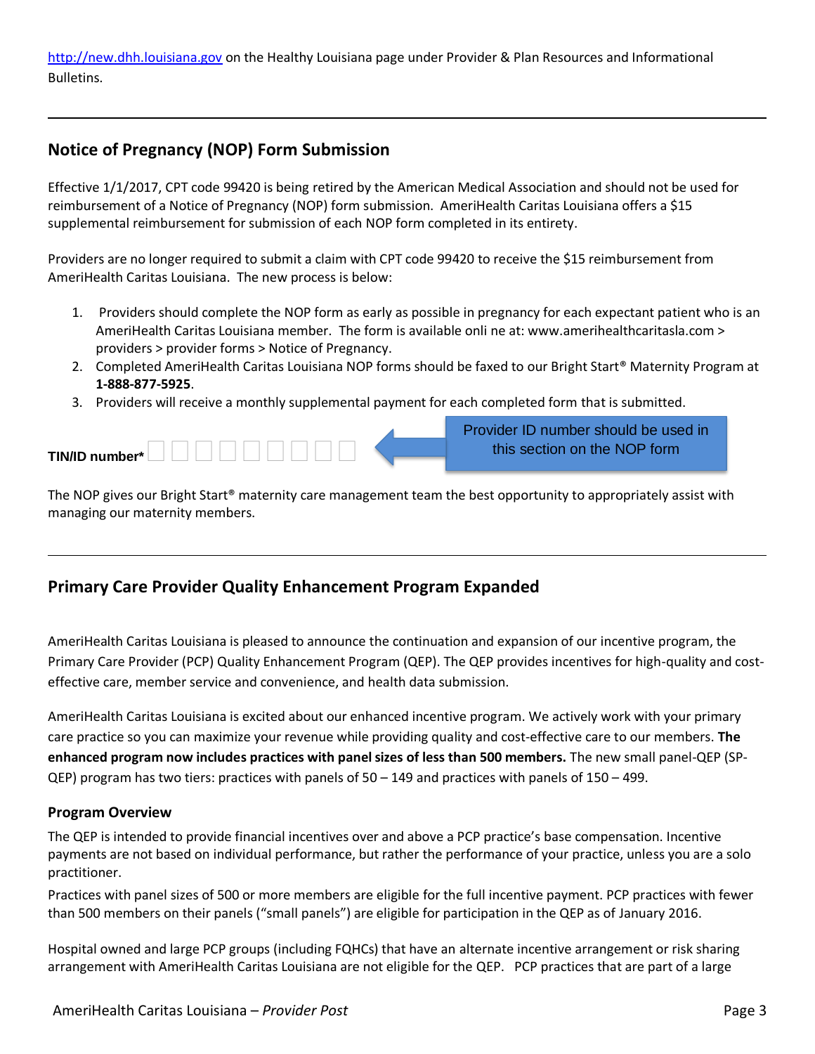http://new.dhh.louisiana.gov on the Healthy Louisiana page under Provider & Plan Resources and Informational Bulletins.

---

## Notice of Pregnancy (NOP) Form Submission

Effective 1/1/2017, CPT code 99420 is being retired by the American Medical Association and should not be used for reimbursement of a Notice of Pregnancy (NOP) form submission. AmeriHealth Caritas Louisiana offers a $15 supplemental reimbursement for submission of each NOP form completed in its entirety.

Providers are no longer required to submit a claim with CPT code 99420 to receive the $15 reimbursement from AmeriHealth Caritas Louisiana. The new process is below:

1. Providers should complete the NOP form as early as possible in pregnancy for each expectant patient who is an AmeriHealth Caritas Louisiana member. The form is available onli ne at: www.amerihealthcaritasla.com > providers > provider forms > Notice of Pregnancy.
2. Completed AmeriHealth Caritas Louisiana NOP forms should be faxed to our Bright Start® Maternity Program at **1-888-877-5925**.
3. Providers will receive a monthly supplemental payment for each completed form that is submitted.

**TIN/ID number*** ☐☐☐☐☐☐☐☐☐ ← Provider ID number should be used in this section on the NOP form

The NOP gives our Bright Start® maternity care management team the best opportunity to appropriately assist with managing our maternity members.

---

## Primary Care Provider Quality Enhancement Program Expanded

AmeriHealth Caritas Louisiana is pleased to announce the continuation and expansion of our incentive program, the Primary Care Provider (PCP) Quality Enhancement Program (QEP). The QEP provides incentives for high-quality and cost-effective care, member service and convenience, and health data submission.

AmeriHealth Caritas Louisiana is excited about our enhanced incentive program. We actively work with your primary care practice so you can maximize your revenue while providing quality and cost-effective care to our members. **The enhanced program now includes practices with panel sizes of less than 500 members.** The new small panel-QEP (SP-QEP) program has two tiers: practices with panels of 50 – 149 and practices with panels of 150 – 499.

### Program Overview

The QEP is intended to provide financial incentives over and above a PCP practice's base compensation. Incentive payments are not based on individual performance, but rather the performance of your practice, unless you are a solo practitioner.

Practices with panel sizes of 500 or more members are eligible for the full incentive payment. PCP practices with fewer than 500 members on their panels ("small panels") are eligible for participation in the QEP as of January 2016.

Hospital owned and large PCP groups (including FQHCs) that have an alternate incentive arrangement or risk sharing arrangement with AmeriHealth Caritas Louisiana are not eligible for the QEP. PCP practices that are part of a large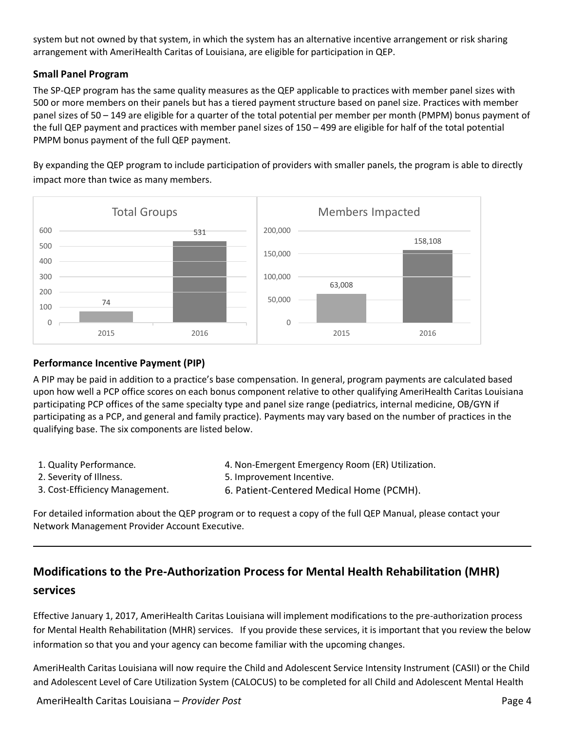system but not owned by that system, in which the system has an alternative incentive arrangement or risk sharing arrangement with AmeriHealth Caritas of Louisiana, are eligible for participation in QEP.

### Small Panel Program

The SP-QEP program has the same quality measures as the QEP applicable to practices with member panel sizes with 500 or more members on their panels but has a tiered payment structure based on panel size. Practices with member panel sizes of 50 – 149 are eligible for a quarter of the total potential per member per month (PMPM) bonus payment of the full QEP payment and practices with member panel sizes of 150 – 499 are eligible for half of the total potential PMPM bonus payment of the full QEP payment.

By expanding the QEP program to include participation of providers with smaller panels, the program is able to directly impact more than twice as many members.

**Total Groups**

| Year | Total Groups |
|---|---|
| 2015 | 74 |
| 2016 | 531 |

**Members Impacted**

| Year | Members Impacted |
|---|---|
| 2015 | 63,008 |
| 2016 | 158,108 |

### Performance Incentive Payment (PIP)

A PIP may be paid in addition to a practice's base compensation. In general, program payments are calculated based upon how well a PCP office scores on each bonus component relative to other qualifying AmeriHealth Caritas Louisiana participating PCP offices of the same specialty type and panel size range (pediatrics, internal medicine, OB/GYN if participating as a PCP, and general and family practice). Payments may vary based on the number of practices in the qualifying base. The six components are listed below.

1. Quality Performance.
2. Severity of Illness.
3. Cost-Efficiency Management.
4. Non-Emergent Emergency Room (ER) Utilization.
5. Improvement Incentive.
6. Patient-Centered Medical Home (PCMH).

For detailed information about the QEP program or to request a copy of the full QEP Manual, please contact your Network Management Provider Account Executive.

---

## Modifications to the Pre-Authorization Process for Mental Health Rehabilitation (MHR) services

Effective January 1, 2017, AmeriHealth Caritas Louisiana will implement modifications to the pre-authorization process for Mental Health Rehabilitation (MHR) services. If you provide these services, it is important that you review the below information so that you and your agency can become familiar with the upcoming changes.

AmeriHealth Caritas Louisiana will now require the Child and Adolescent Service Intensity Instrument (CASII) or the Child and Adolescent Level of Care Utilization System (CALOCUS) to be completed for all Child and Adolescent Mental Health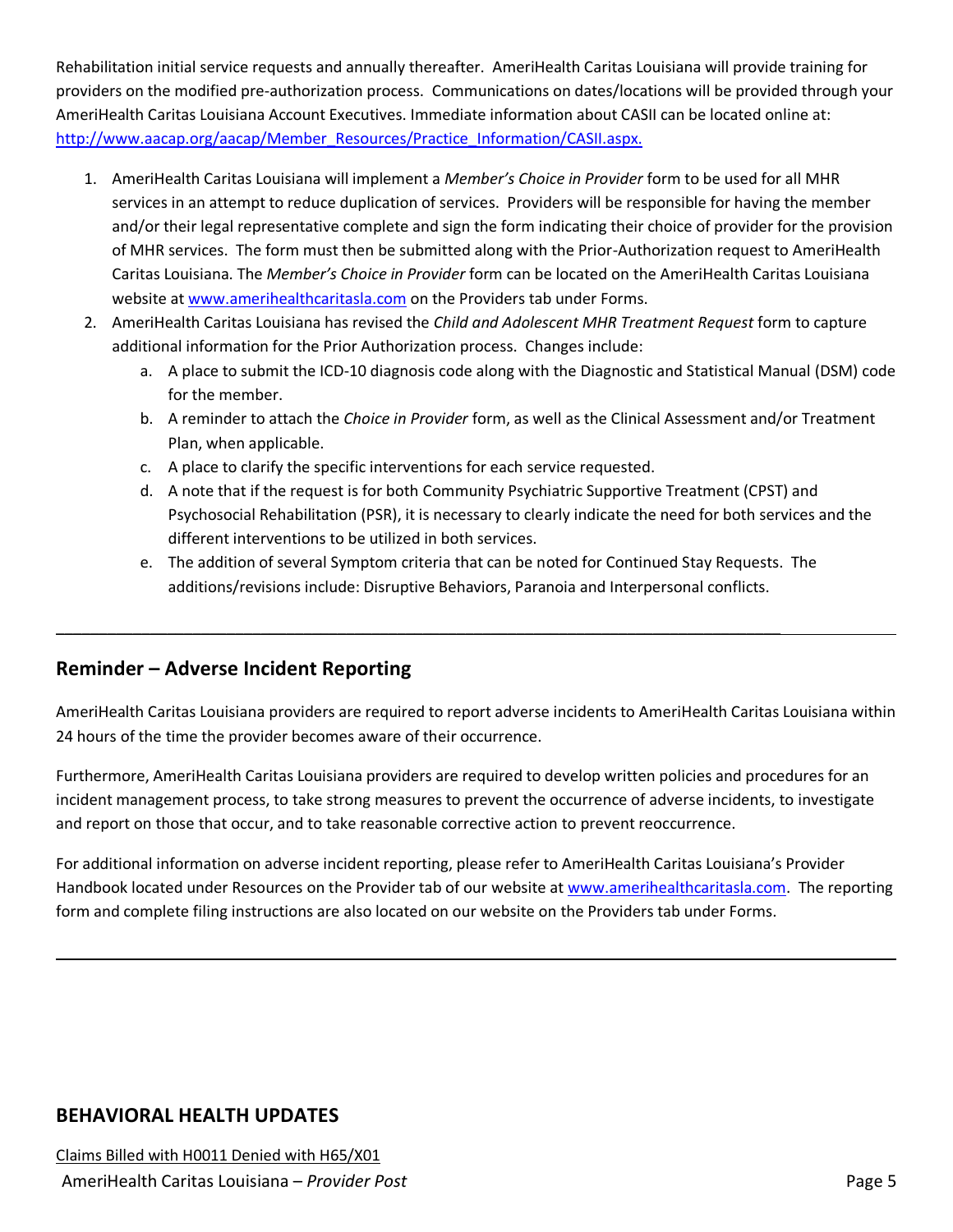Rehabilitation initial service requests and annually thereafter. AmeriHealth Caritas Louisiana will provide training for providers on the modified pre-authorization process. Communications on dates/locations will be provided through your AmeriHealth Caritas Louisiana Account Executives. Immediate information about CASII can be located online at: http://www.aacap.org/aacap/Member_Resources/Practice_Information/CASII.aspx.

1. AmeriHealth Caritas Louisiana will implement a *Member's Choice in Provider* form to be used for all MHR services in an attempt to reduce duplication of services. Providers will be responsible for having the member and/or their legal representative complete and sign the form indicating their choice of provider for the provision of MHR services. The form must then be submitted along with the Prior-Authorization request to AmeriHealth Caritas Louisiana. The *Member's Choice in Provider* form can be located on the AmeriHealth Caritas Louisiana website at www.amerihealthcaritasla.com on the Providers tab under Forms.
2. AmeriHealth Caritas Louisiana has revised the *Child and Adolescent MHR Treatment Request* form to capture additional information for the Prior Authorization process. Changes include:
   a. A place to submit the ICD-10 diagnosis code along with the Diagnostic and Statistical Manual (DSM) code for the member.
   b. A reminder to attach the *Choice in Provider* form, as well as the Clinical Assessment and/or Treatment Plan, when applicable.
   c. A place to clarify the specific interventions for each service requested.
   d. A note that if the request is for both Community Psychiatric Supportive Treatment (CPST) and Psychosocial Rehabilitation (PSR), it is necessary to clearly indicate the need for both services and the different interventions to be utilized in both services.
   e. The addition of several Symptom criteria that can be noted for Continued Stay Requests. The additions/revisions include: Disruptive Behaviors, Paranoia and Interpersonal conflicts.

---

## Reminder – Adverse Incident Reporting

AmeriHealth Caritas Louisiana providers are required to report adverse incidents to AmeriHealth Caritas Louisiana within 24 hours of the time the provider becomes aware of their occurrence.

Furthermore, AmeriHealth Caritas Louisiana providers are required to develop written policies and procedures for an incident management process, to take strong measures to prevent the occurrence of adverse incidents, to investigate and report on those that occur, and to take reasonable corrective action to prevent reoccurrence.

For additional information on adverse incident reporting, please refer to AmeriHealth Caritas Louisiana's Provider Handbook located under Resources on the Provider tab of our website at www.amerihealthcaritasla.com. The reporting form and complete filing instructions are also located on our website on the Providers tab under Forms.

---

## BEHAVIORAL HEALTH UPDATES

Claims Billed with H0011 Denied with H65/X01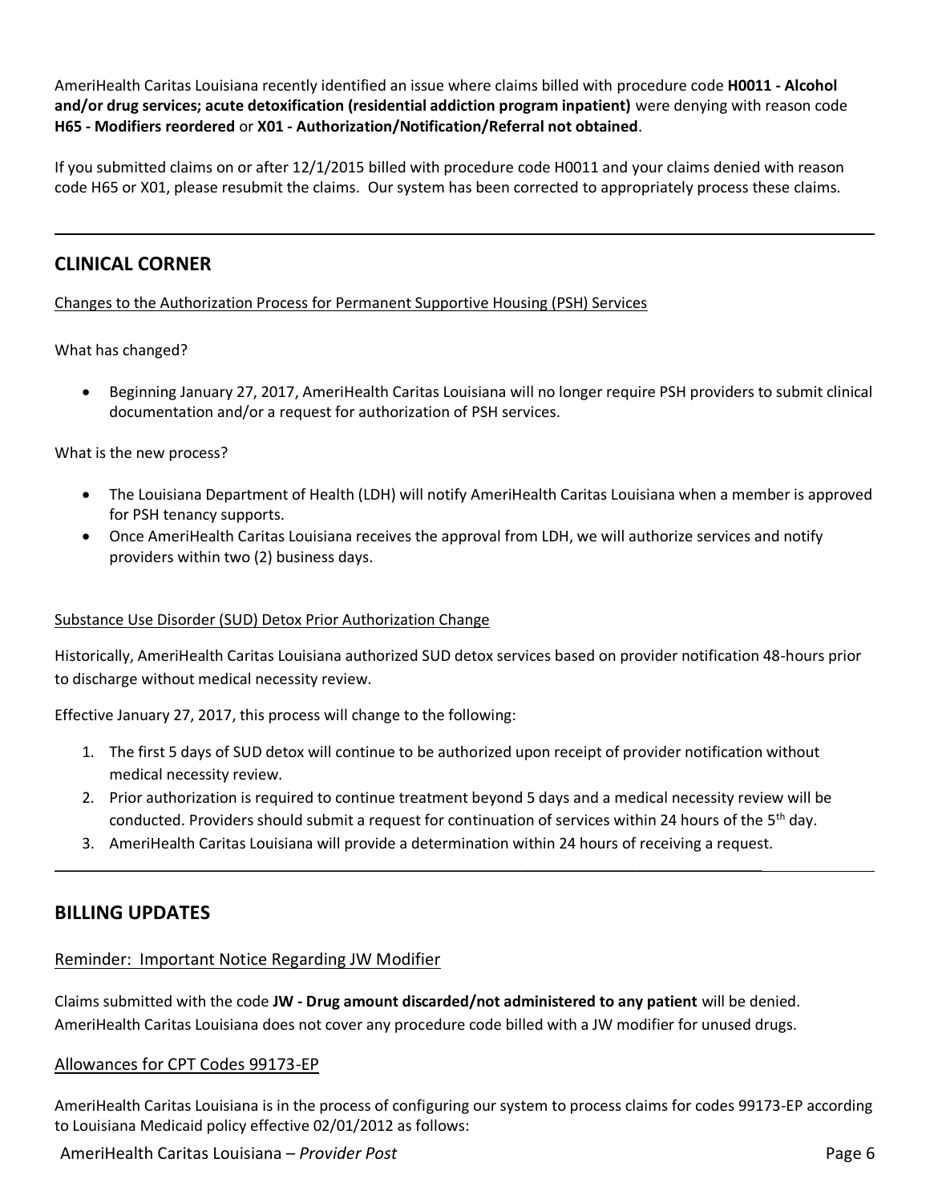AmeriHealth Caritas Louisiana recently identified an issue where claims billed with procedure code **H0011 - Alcohol and/or drug services; acute detoxification (residential addiction program inpatient)** were denying with reason code **H65 - Modifiers reordered** or **X01 - Authorization/Notification/Referral not obtained**.

If you submitted claims on or after 12/1/2015 billed with procedure code H0011 and your claims denied with reason code H65 or X01, please resubmit the claims. Our system has been corrected to appropriately process these claims.

---

## CLINICAL CORNER

Changes to the Authorization Process for Permanent Supportive Housing (PSH) Services

What has changed?

- Beginning January 27, 2017, AmeriHealth Caritas Louisiana will no longer require PSH providers to submit clinical documentation and/or a request for authorization of PSH services.

What is the new process?

- The Louisiana Department of Health (LDH) will notify AmeriHealth Caritas Louisiana when a member is approved for PSH tenancy supports.
- Once AmeriHealth Caritas Louisiana receives the approval from LDH, we will authorize services and notify providers within two (2) business days.

Substance Use Disorder (SUD) Detox Prior Authorization Change

Historically, AmeriHealth Caritas Louisiana authorized SUD detox services based on provider notification 48-hours prior to discharge without medical necessity review.

Effective January 27, 2017, this process will change to the following:

1. The first 5 days of SUD detox will continue to be authorized upon receipt of provider notification without medical necessity review.
2. Prior authorization is required to continue treatment beyond 5 days and a medical necessity review will be conducted. Providers should submit a request for continuation of services within 24 hours of the 5th day.
3. AmeriHealth Caritas Louisiana will provide a determination within 24 hours of receiving a request.

---

## BILLING UPDATES

Reminder: Important Notice Regarding JW Modifier

Claims submitted with the code **JW - Drug amount discarded/not administered to any patient** will be denied. AmeriHealth Caritas Louisiana does not cover any procedure code billed with a JW modifier for unused drugs.

Allowances for CPT Codes 99173-EP

AmeriHealth Caritas Louisiana is in the process of configuring our system to process claims for codes 99173-EP according to Louisiana Medicaid policy effective 02/01/2012 as follows: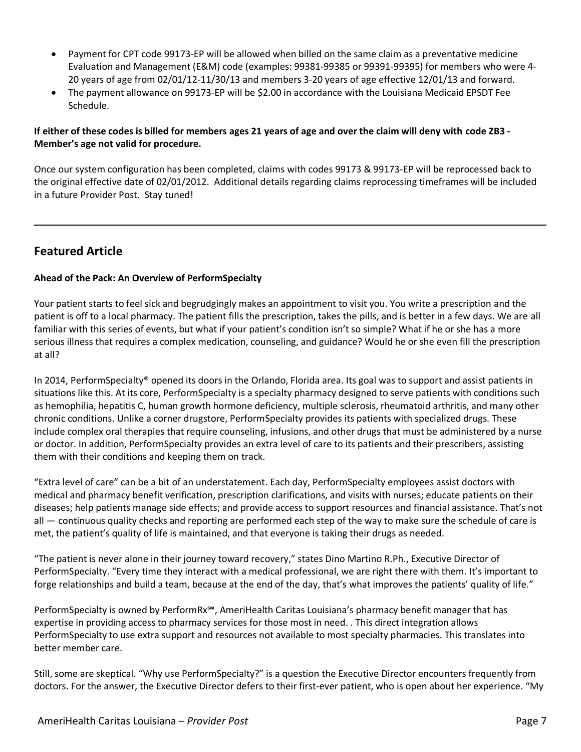- Payment for CPT code 99173-EP will be allowed when billed on the same claim as a preventative medicine Evaluation and Management (E&M) code (examples: 99381-99385 or 99391-99395) for members who were 4-20 years of age from 02/01/12-11/30/13 and members 3-20 years of age effective 12/01/13 and forward.
- The payment allowance on 99173-EP will be $2.00 in accordance with the Louisiana Medicaid EPSDT Fee Schedule.

**If either of these codes is billed for members ages 21 years of age and over the claim will deny with code ZB3 - Member's age not valid for procedure.**

Once our system configuration has been completed, claims with codes 99173 & 99173-EP will be reprocessed back to the original effective date of 02/01/2012. Additional details regarding claims reprocessing timeframes will be included in a future Provider Post. Stay tuned!

---

## Featured Article

**Ahead of the Pack: An Overview of PerformSpecialty**

Your patient starts to feel sick and begrudgingly makes an appointment to visit you. You write a prescription and the patient is off to a local pharmacy. The patient fills the prescription, takes the pills, and is better in a few days. We are all familiar with this series of events, but what if your patient's condition isn't so simple? What if he or she has a more serious illness that requires a complex medication, counseling, and guidance? Would he or she even fill the prescription at all?

In 2014, PerformSpecialty® opened its doors in the Orlando, Florida area. Its goal was to support and assist patients in situations like this. At its core, PerformSpecialty is a specialty pharmacy designed to serve patients with conditions such as hemophilia, hepatitis C, human growth hormone deficiency, multiple sclerosis, rheumatoid arthritis, and many other chronic conditions. Unlike a corner drugstore, PerformSpecialty provides its patients with specialized drugs. These include complex oral therapies that require counseling, infusions, and other drugs that must be administered by a nurse or doctor. In addition, PerformSpecialty provides an extra level of care to its patients and their prescribers, assisting them with their conditions and keeping them on track.

"Extra level of care" can be a bit of an understatement. Each day, PerformSpecialty employees assist doctors with medical and pharmacy benefit verification, prescription clarifications, and visits with nurses; educate patients on their diseases; help patients manage side effects; and provide access to support resources and financial assistance. That's not all — continuous quality checks and reporting are performed each step of the way to make sure the schedule of care is met, the patient's quality of life is maintained, and that everyone is taking their drugs as needed.

"The patient is never alone in their journey toward recovery," states Dino Martino R.Ph., Executive Director of PerformSpecialty. "Every time they interact with a medical professional, we are right there with them. It's important to forge relationships and build a team, because at the end of the day, that's what improves the patients' quality of life."

PerformSpecialty is owned by PerformRx℠, AmeriHealth Caritas Louisiana's pharmacy benefit manager that has expertise in providing access to pharmacy services for those most in need. . This direct integration allows PerformSpecialty to use extra support and resources not available to most specialty pharmacies. This translates into better member care.

Still, some are skeptical. "Why use PerformSpecialty?" is a question the Executive Director encounters frequently from doctors. For the answer, the Executive Director defers to their first-ever patient, who is open about her experience. "My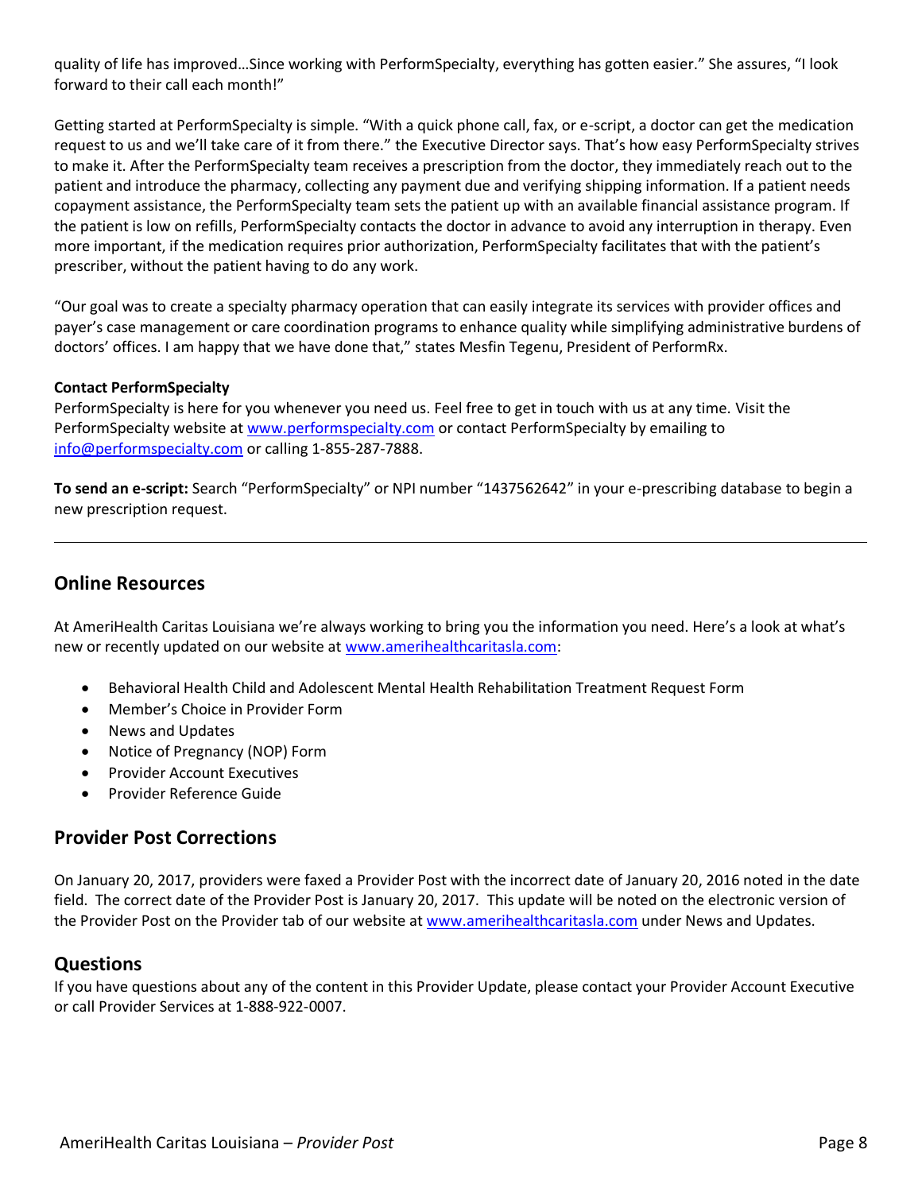quality of life has improved…Since working with PerformSpecialty, everything has gotten easier." She assures, "I look forward to their call each month!"

Getting started at PerformSpecialty is simple. "With a quick phone call, fax, or e-script, a doctor can get the medication request to us and we'll take care of it from there." the Executive Director says. That's how easy PerformSpecialty strives to make it. After the PerformSpecialty team receives a prescription from the doctor, they immediately reach out to the patient and introduce the pharmacy, collecting any payment due and verifying shipping information. If a patient needs copayment assistance, the PerformSpecialty team sets the patient up with an available financial assistance program. If the patient is low on refills, PerformSpecialty contacts the doctor in advance to avoid any interruption in therapy. Even more important, if the medication requires prior authorization, PerformSpecialty facilitates that with the patient's prescriber, without the patient having to do any work.

"Our goal was to create a specialty pharmacy operation that can easily integrate its services with provider offices and payer's case management or care coordination programs to enhance quality while simplifying administrative burdens of doctors' offices. I am happy that we have done that," states Mesfin Tegenu, President of PerformRx.

**Contact PerformSpecialty**

PerformSpecialty is here for you whenever you need us. Feel free to get in touch with us at any time. Visit the PerformSpecialty website at www.performspecialty.com or contact PerformSpecialty by emailing to info@performspecialty.com or calling 1-855-287-7888.

**To send an e-script:** Search "PerformSpecialty" or NPI number "1437562642" in your e-prescribing database to begin a new prescription request.

---

## Online Resources

At AmeriHealth Caritas Louisiana we're always working to bring you the information you need. Here's a look at what's new or recently updated on our website at www.amerihealthcaritasla.com:

- Behavioral Health Child and Adolescent Mental Health Rehabilitation Treatment Request Form
- Member's Choice in Provider Form
- News and Updates
- Notice of Pregnancy (NOP) Form
- Provider Account Executives
- Provider Reference Guide

## Provider Post Corrections

On January 20, 2017, providers were faxed a Provider Post with the incorrect date of January 20, 2016 noted in the date field. The correct date of the Provider Post is January 20, 2017. This update will be noted on the electronic version of the Provider Post on the Provider tab of our website at www.amerihealthcaritasla.com under News and Updates.

## Questions

If you have questions about any of the content in this Provider Update, please contact your Provider Account Executive or call Provider Services at 1-888-922-0007.